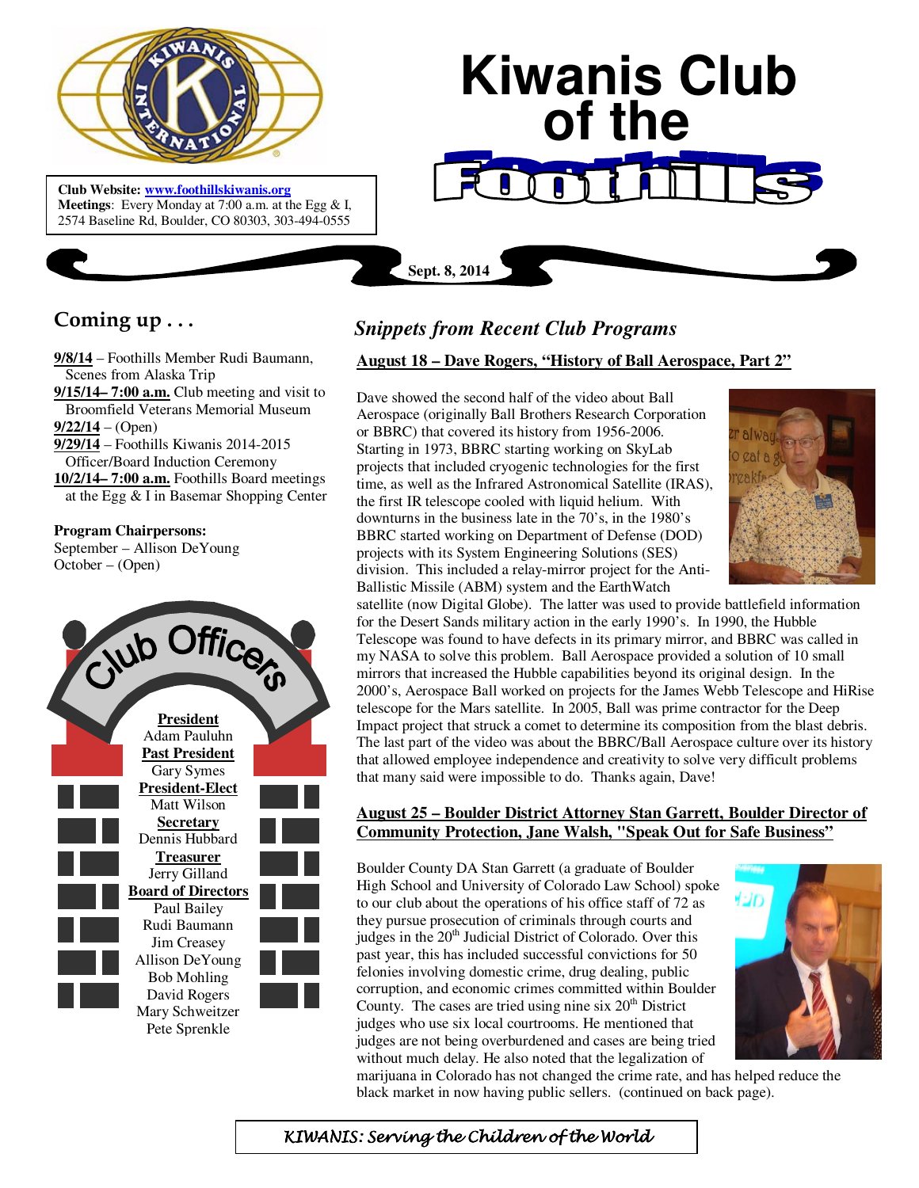# Kiwanis Club of the Foothills

**Club Website:** www.foothillskiwanis.org
**Meetings**: Every Monday at 7:00 a.m. at the Egg & I, 2574 Baseline Rd, Boulder, CO 80303, 303-494-0555

**Sept. 8, 2014**

## Coming up . . .

**9/8/14** – Foothills Member Rudi Baumann, Scenes from Alaska Trip
**9/15/14– 7:00 a.m.** Club meeting and visit to Broomfield Veterans Memorial Museum
**9/22/14** – (Open)
**9/29/14** – Foothills Kiwanis 2014-2015 Officer/Board Induction Ceremony
**10/2/14– 7:00 a.m.** Foothills Board meetings at the Egg & I in Basemar Shopping Center

**Program Chairpersons:**
September – Allison DeYoung
October – (Open)

## Club Officers

**President**
Adam Pauluhn

**Past President**
Gary Symes

**President-Elect**
Matt Wilson

**Secretary**
Dennis Hubbard

**Treasurer**
Jerry Gilland

**Board of Directors**
Paul Bailey
Rudi Baumann
Jim Creasey
Allison DeYoung
Bob Mohling
David Rogers
Mary Schweitzer
Pete Sprenkle

## *Snippets from Recent Club Programs*

### August 18 – Dave Rogers, "History of Ball Aerospace, Part 2"

Dave showed the second half of the video about Ball Aerospace (originally Ball Brothers Research Corporation or BBRC) that covered its history from 1956-2006. Starting in 1973, BBRC starting working on SkyLab projects that included cryogenic technologies for the first time, as well as the Infrared Astronomical Satellite (IRAS), the first IR telescope cooled with liquid helium. With downturns in the business late in the 70's, in the 1980's BBRC started working on Department of Defense (DOD) projects with its System Engineering Solutions (SES) division. This included a relay-mirror project for the Anti-Ballistic Missile (ABM) system and the EarthWatch satellite (now Digital Globe). The latter was used to provide battlefield information for the Desert Sands military action in the early 1990's. In 1990, the Hubble Telescope was found to have defects in its primary mirror, and BBRC was called in my NASA to solve this problem. Ball Aerospace provided a solution of 10 small mirrors that increased the Hubble capabilities beyond its original design. In the 2000's, Aerospace Ball worked on projects for the James Webb Telescope and HiRise telescope for the Mars satellite. In 2005, Ball was prime contractor for the Deep Impact project that struck a comet to determine its composition from the blast debris. The last part of the video was about the BBRC/Ball Aerospace culture over its history that allowed employee independence and creativity to solve very difficult problems that many said were impossible to do. Thanks again, Dave!

### August 25 – Boulder District Attorney Stan Garrett, Boulder Director of Community Protection, Jane Walsh, "Speak Out for Safe Business"

Boulder County DA Stan Garrett (a graduate of Boulder High School and University of Colorado Law School) spoke to our club about the operations of his office staff of 72 as they pursue prosecution of criminals through courts and judges in the 20th Judicial District of Colorado. Over this past year, this has included successful convictions for 50 felonies involving domestic crime, drug dealing, public corruption, and economic crimes committed within Boulder County. The cases are tried using nine six 20th District judges who use six local courtrooms. He mentioned that judges are not being overburdened and cases are being tried without much delay. He also noted that the legalization of marijuana in Colorado has not changed the crime rate, and has helped reduce the black market in now having public sellers. (continued on back page).

*KIWANIS: Serving the Children of the World*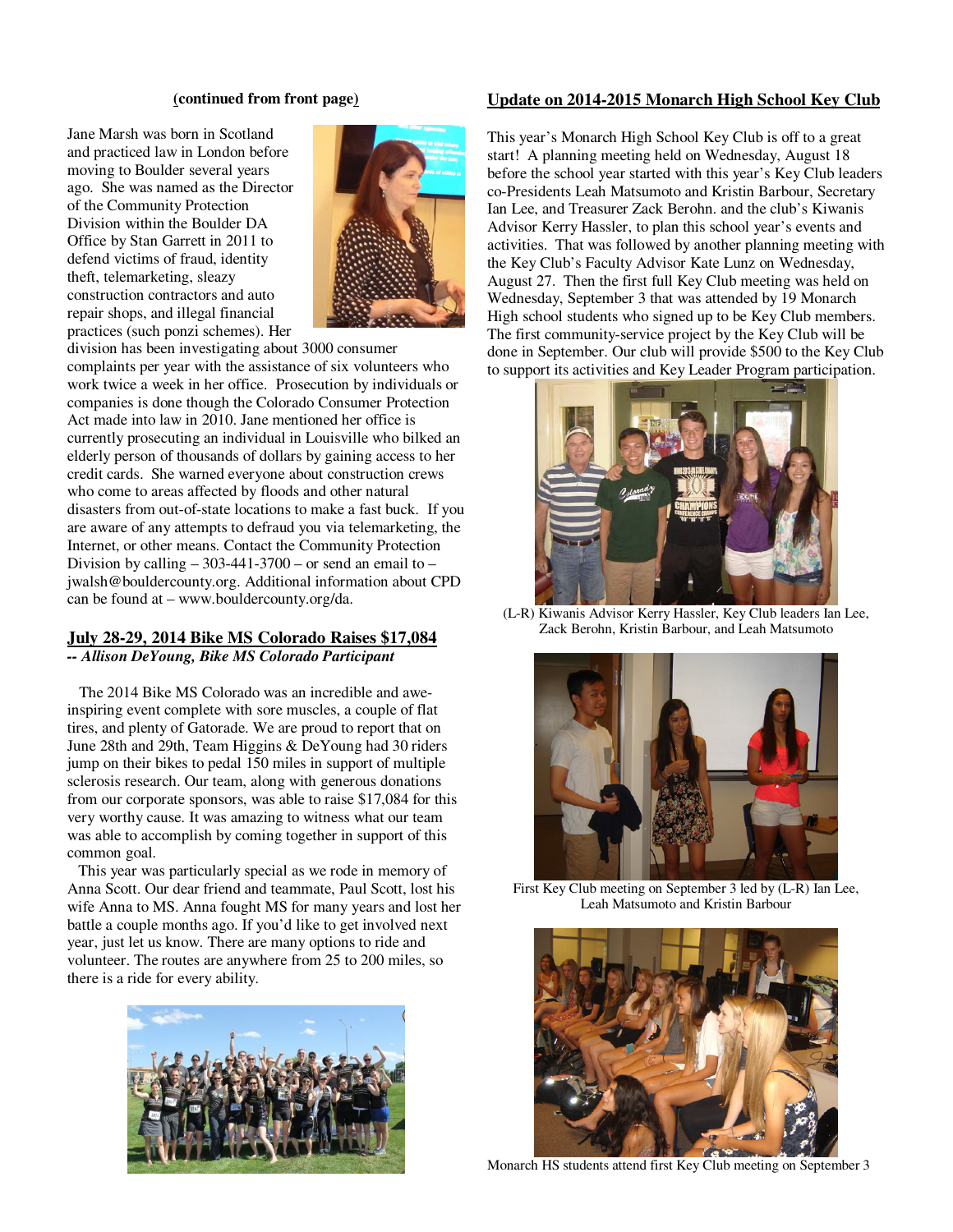(continued from front page)

Jane Marsh was born in Scotland and practiced law in London before moving to Boulder several years ago. She was named as the Director of the Community Protection Division within the Boulder DA Office by Stan Garrett in 2011 to defend victims of fraud, identity theft, telemarketing, sleazy construction contractors and auto repair shops, and illegal financial practices (such ponzi schemes). Her division has been investigating about 3000 consumer complaints per year with the assistance of six volunteers who work twice a week in her office. Prosecution by individuals or companies is done though the Colorado Consumer Protection Act made into law in 2010. Jane mentioned her office is currently prosecuting an individual in Louisville who bilked an elderly person of thousands of dollars by gaining access to her credit cards. She warned everyone about construction crews who come to areas affected by floods and other natural disasters from out-of-state locations to make a fast buck. If you are aware of any attempts to defraud you via telemarketing, the Internet, or other means. Contact the Community Protection Division by calling – 303-441-3700 – or send an email to – jwalsh@bouldercounty.org. Additional information about CPD can be found at – www.bouldercounty.org/da.

## July 28-29, 2014 Bike MS Colorado Raises $17,084

***-- Allison DeYoung, Bike MS Colorado Participant***

The 2014 Bike MS Colorado was an incredible and awe-inspiring event complete with sore muscles, a couple of flat tires, and plenty of Gatorade. We are proud to report that on June 28th and 29th, Team Higgins & DeYoung had 30 riders jump on their bikes to pedal 150 miles in support of multiple sclerosis research. Our team, along with generous donations from our corporate sponsors, was able to raise $17,084 for this very worthy cause. It was amazing to witness what our team was able to accomplish by coming together in support of this common goal.

This year was particularly special as we rode in memory of Anna Scott. Our dear friend and teammate, Paul Scott, lost his wife Anna to MS. Anna fought MS for many years and lost her battle a couple months ago. If you'd like to get involved next year, just let us know. There are many options to ride and volunteer. The routes are anywhere from 25 to 200 miles, so there is a ride for every ability.

## Update on 2014-2015 Monarch High School Key Club

This year's Monarch High School Key Club is off to a great start! A planning meeting held on Wednesday, August 18 before the school year started with this year's Key Club leaders co-Presidents Leah Matsumoto and Kristin Barbour, Secretary Ian Lee, and Treasurer Zack Berohn. and the club's Kiwanis Advisor Kerry Hassler, to plan this school year's events and activities. That was followed by another planning meeting with the Key Club's Faculty Advisor Kate Lunz on Wednesday, August 27. Then the first full Key Club meeting was held on Wednesday, September 3 that was attended by 19 Monarch High school students who signed up to be Key Club members. The first community-service project by the Key Club will be done in September. Our club will provide $500 to the Key Club to support its activities and Key Leader Program participation.

(L-R) Kiwanis Advisor Kerry Hassler, Key Club leaders Ian Lee, Zack Berohn, Kristin Barbour, and Leah Matsumoto

First Key Club meeting on September 3 led by (L-R) Ian Lee, Leah Matsumoto and Kristin Barbour

Monarch HS students attend first Key Club meeting on September 3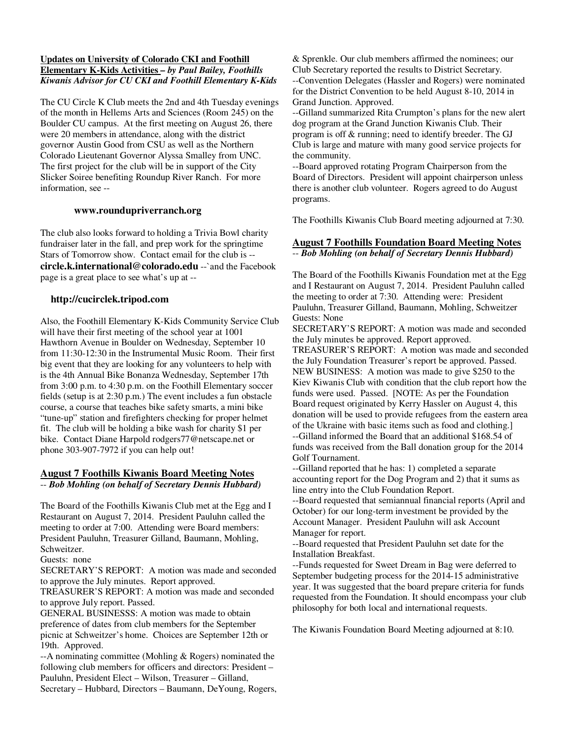**Updates on University of Colorado CKI and Foothill Elementary K-Kids Activities** – ***by Paul Bailey, Foothills Kiwanis Advisor for CU CKI and Foothill Elementary K-Kids***

The CU Circle K Club meets the 2nd and 4th Tuesday evenings of the month in Hellems Arts and Sciences (Room 245) on the Boulder CU campus. At the first meeting on August 26, there were 20 members in attendance, along with the district governor Austin Good from CSU as well as the Northern Colorado Lieutenant Governor Alyssa Smalley from UNC. The first project for the club will be in support of the City Slicker Soiree benefiting Roundup River Ranch. For more information, see --

**www.roundupriverranch.org**

The club also looks forward to holding a Trivia Bowl charity fundraiser later in the fall, and prep work for the springtime Stars of Tomorrow show. Contact email for the club is -- **circle.k.international@colorado.edu** --`and the Facebook page is a great place to see what's up at --

**http://cucirclek.tripod.com**

Also, the Foothill Elementary K-Kids Community Service Club will have their first meeting of the school year at 1001 Hawthorn Avenue in Boulder on Wednesday, September 10 from 11:30-12:30 in the Instrumental Music Room. Their first big event that they are looking for any volunteers to help with is the 4th Annual Bike Bonanza Wednesday, September 17th from 3:00 p.m. to 4:30 p.m. on the Foothill Elementary soccer fields (setup is at 2:30 p.m.) The event includes a fun obstacle course, a course that teaches bike safety smarts, a mini bike "tune-up" station and firefighters checking for proper helmet fit. The club will be holding a bike wash for charity $1 per bike. Contact Diane Harpold rodgers77@netscape.net or phone 303-907-7972 if you can help out!

## August 7 Foothills Kiwanis Board Meeting Notes

-- ***Bob Mohling (on behalf of Secretary Dennis Hubbard)***

The Board of the Foothills Kiwanis Club met at the Egg and I Restaurant on August 7, 2014. President Pauluhn called the meeting to order at 7:00. Attending were Board members: President Pauluhn, Treasurer Gilland, Baumann, Mohling, Schweitzer.
Guests: none
SECRETARY'S REPORT: A motion was made and seconded to approve the July minutes. Report approved.
TREASURER'S REPORT: A motion was made and seconded to approve July report. Passed.
GENERAL BUSINESSS: A motion was made to obtain preference of dates from club members for the September picnic at Schweitzer's home. Choices are September 12th or 19th. Approved.
--A nominating committee (Mohling & Rogers) nominated the following club members for officers and directors: President – Pauluhn, President Elect – Wilson, Treasurer – Gilland, Secretary – Hubbard, Directors – Baumann, DeYoung, Rogers, & Sprenkle. Our club members affirmed the nominees; our Club Secretary reported the results to District Secretary.
--Convention Delegates (Hassler and Rogers) were nominated for the District Convention to be held August 8-10, 2014 in Grand Junction. Approved.
--Gilland summarized Rita Crumpton's plans for the new alert dog program at the Grand Junction Kiwanis Club. Their program is off & running; need to identify breeder. The GJ Club is large and mature with many good service projects for the community.
--Board approved rotating Program Chairperson from the Board of Directors. President will appoint chairperson unless there is another club volunteer. Rogers agreed to do August programs.

The Foothills Kiwanis Club Board meeting adjourned at 7:30.

## August 7 Foothills Foundation Board Meeting Notes

-- ***Bob Mohling (on behalf of Secretary Dennis Hubbard)***

The Board of the Foothills Kiwanis Foundation met at the Egg and I Restaurant on August 7, 2014. President Pauluhn called the meeting to order at 7:30. Attending were: President Pauluhn, Treasurer Gilland, Baumann, Mohling, Schweitzer
Guests: None
SECRETARY'S REPORT: A motion was made and seconded the July minutes be approved. Report approved.
TREASURER'S REPORT: A motion was made and seconded the July Foundation Treasurer's report be approved. Passed.
NEW BUSINESS: A motion was made to give $250 to the Kiev Kiwanis Club with condition that the club report how the funds were used. Passed. [NOTE: As per the Foundation Board request originated by Kerry Hassler on August 4, this donation will be used to provide refugees from the eastern area of the Ukraine with basic items such as food and clothing.]
--Gilland informed the Board that an additional $168.54 of funds was received from the Ball donation group for the 2014 Golf Tournament.
--Gilland reported that he has: 1) completed a separate accounting report for the Dog Program and 2) that it sums as line entry into the Club Foundation Report.
--Board requested that semiannual financial reports (April and October) for our long-term investment be provided by the Account Manager. President Pauluhn will ask Account Manager for report.
--Board requested that President Pauluhn set date for the Installation Breakfast.
--Funds requested for Sweet Dream in Bag were deferred to September budgeting process for the 2014-15 administrative year. It was suggested that the board prepare criteria for funds requested from the Foundation. It should encompass your club philosophy for both local and international requests.

The Kiwanis Foundation Board Meeting adjourned at 8:10.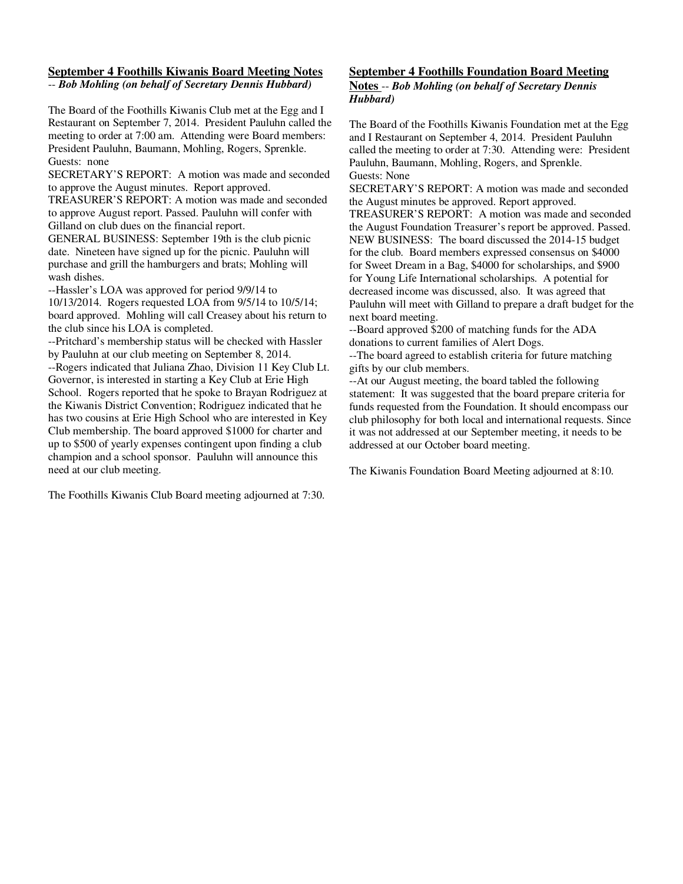## September 4 Foothills Kiwanis Board Meeting Notes

-- ***Bob Mohling (on behalf of Secretary Dennis Hubbard)***

The Board of the Foothills Kiwanis Club met at the Egg and I Restaurant on September 7, 2014. President Pauluhn called the meeting to order at 7:00 am. Attending were Board members: President Pauluhn, Baumann, Mohling, Rogers, Sprenkle.
Guests: none

SECRETARY'S REPORT: A motion was made and seconded to approve the August minutes. Report approved.

TREASURER'S REPORT: A motion was made and seconded to approve August report. Passed. Pauluhn will confer with Gilland on club dues on the financial report.

GENERAL BUSINESS: September 19th is the club picnic date. Nineteen have signed up for the picnic. Pauluhn will purchase and grill the hamburgers and brats; Mohling will wash dishes.

--Hassler's LOA was approved for period 9/9/14 to 10/13/2014. Rogers requested LOA from 9/5/14 to 10/5/14; board approved. Mohling will call Creasey about his return to the club since his LOA is completed.

--Pritchard's membership status will be checked with Hassler by Pauluhn at our club meeting on September 8, 2014.

--Rogers indicated that Juliana Zhao, Division 11 Key Club Lt. Governor, is interested in starting a Key Club at Erie High School. Rogers reported that he spoke to Brayan Rodriguez at the Kiwanis District Convention; Rodriguez indicated that he has two cousins at Erie High School who are interested in Key Club membership. The board approved $1000 for charter and up to $500 of yearly expenses contingent upon finding a club champion and a school sponsor. Pauluhn will announce this need at our club meeting.

The Foothills Kiwanis Club Board meeting adjourned at 7:30.

## September 4 Foothills Foundation Board Meeting Notes

-- ***Bob Mohling (on behalf of Secretary Dennis Hubbard)***

The Board of the Foothills Kiwanis Foundation met at the Egg and I Restaurant on September 4, 2014. President Pauluhn called the meeting to order at 7:30. Attending were: President Pauluhn, Baumann, Mohling, Rogers, and Sprenkle.
Guests: None

SECRETARY'S REPORT: A motion was made and seconded the August minutes be approved. Report approved.

TREASURER'S REPORT: A motion was made and seconded the August Foundation Treasurer's report be approved. Passed.

NEW BUSINESS: The board discussed the 2014-15 budget for the club. Board members expressed consensus on $4000 for Sweet Dream in a Bag, $4000 for scholarships, and $900 for Young Life International scholarships. A potential for decreased income was discussed, also. It was agreed that Pauluhn will meet with Gilland to prepare a draft budget for the next board meeting.

--Board approved $200 of matching funds for the ADA donations to current families of Alert Dogs.

--The board agreed to establish criteria for future matching gifts by our club members.

--At our August meeting, the board tabled the following statement: It was suggested that the board prepare criteria for funds requested from the Foundation. It should encompass our club philosophy for both local and international requests. Since it was not addressed at our September meeting, it needs to be addressed at our October board meeting.

The Kiwanis Foundation Board Meeting adjourned at 8:10.